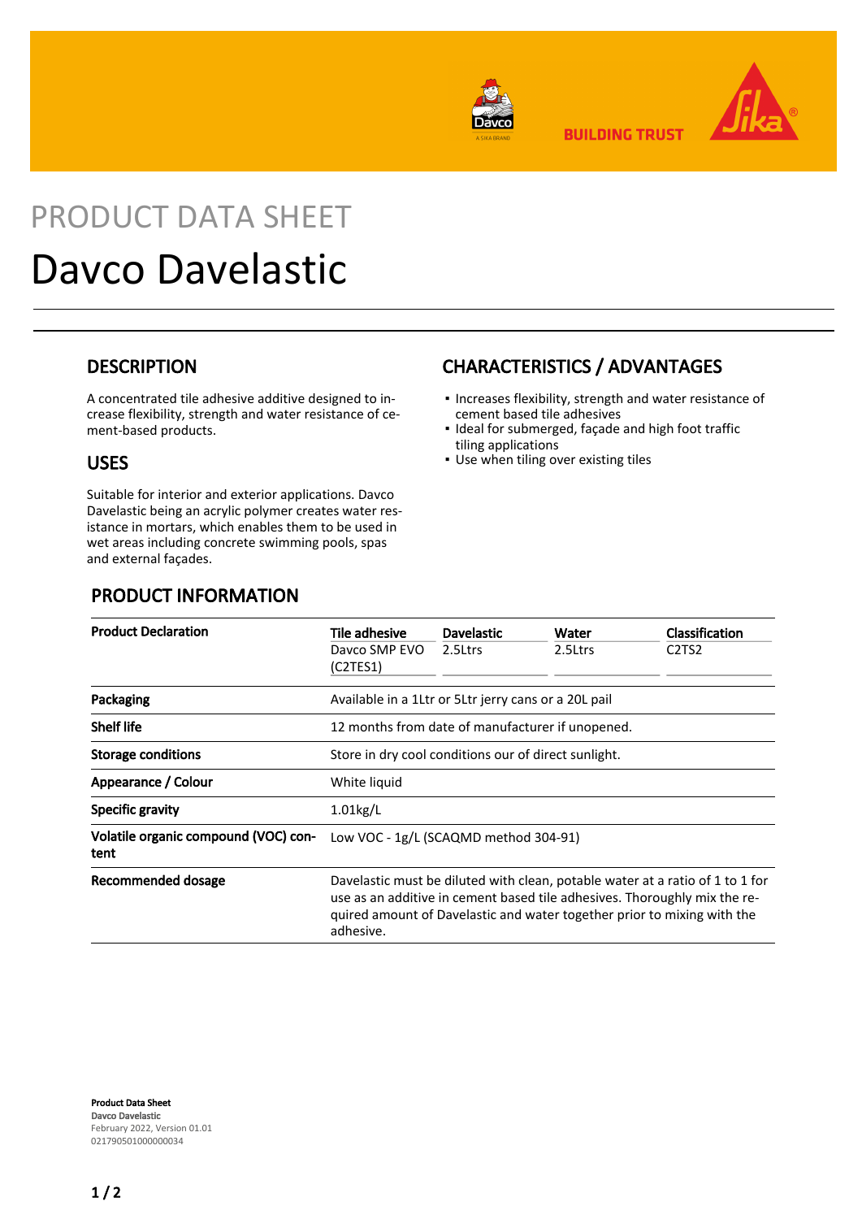# PRODUCT DATA SHEET

# Davco Davelastic

## DESCRIPTION

A concentrated tile adhesive additive designed to increase flexibility, strength and water resistance of cement-based products.

## USES

Suitable for interior and exterior applications. Davco Davelastic being an acrylic polymer creates water resistance in mortars, which enables them to be used in wet areas including concrete swimming pools, spas and external façades.

## CHARACTERISTICS / ADVANTAGES

- Increases flexibility, strength and water resistance of cement based tile adhesives
- Ideal for submerged, façade and high foot traffic tiling applications
- Use when tiling over existing tiles

## PRODUCT INFORMATION

| | | | | |
|---|---|---|---|---|
| **Product Declaration** | **Tile adhesive** | **Davelastic** | **Water** | **Classification** |
| | Davco SMP EVO (C2TES1) | 2.5Ltrs | 2.5Ltrs | C2TS2 |
| **Packaging** | Available in a 1Ltr or 5Ltr jerry cans or a 20L pail | | | |
| **Shelf life** | 12 months from date of manufacturer if unopened. | | | |
| **Storage conditions** | Store in dry cool conditions our of direct sunlight. | | | |
| **Appearance / Colour** | White liquid | | | |
| **Specific gravity** | 1.01kg/L | | | |
| **Volatile organic compound (VOC) content** | Low VOC - 1g/L (SCAQMD method 304-91) | | | |
| **Recommended dosage** | Davelastic must be diluted with clean, potable water at a ratio of 1 to 1 for use as an additive in cement based tile adhesives. Thoroughly mix the required amount of Davelastic and water together prior to mixing with the adhesive. | | | |

**Product Data Sheet**
**Davco Davelastic**
February 2022, Version 01.01
021790501000000034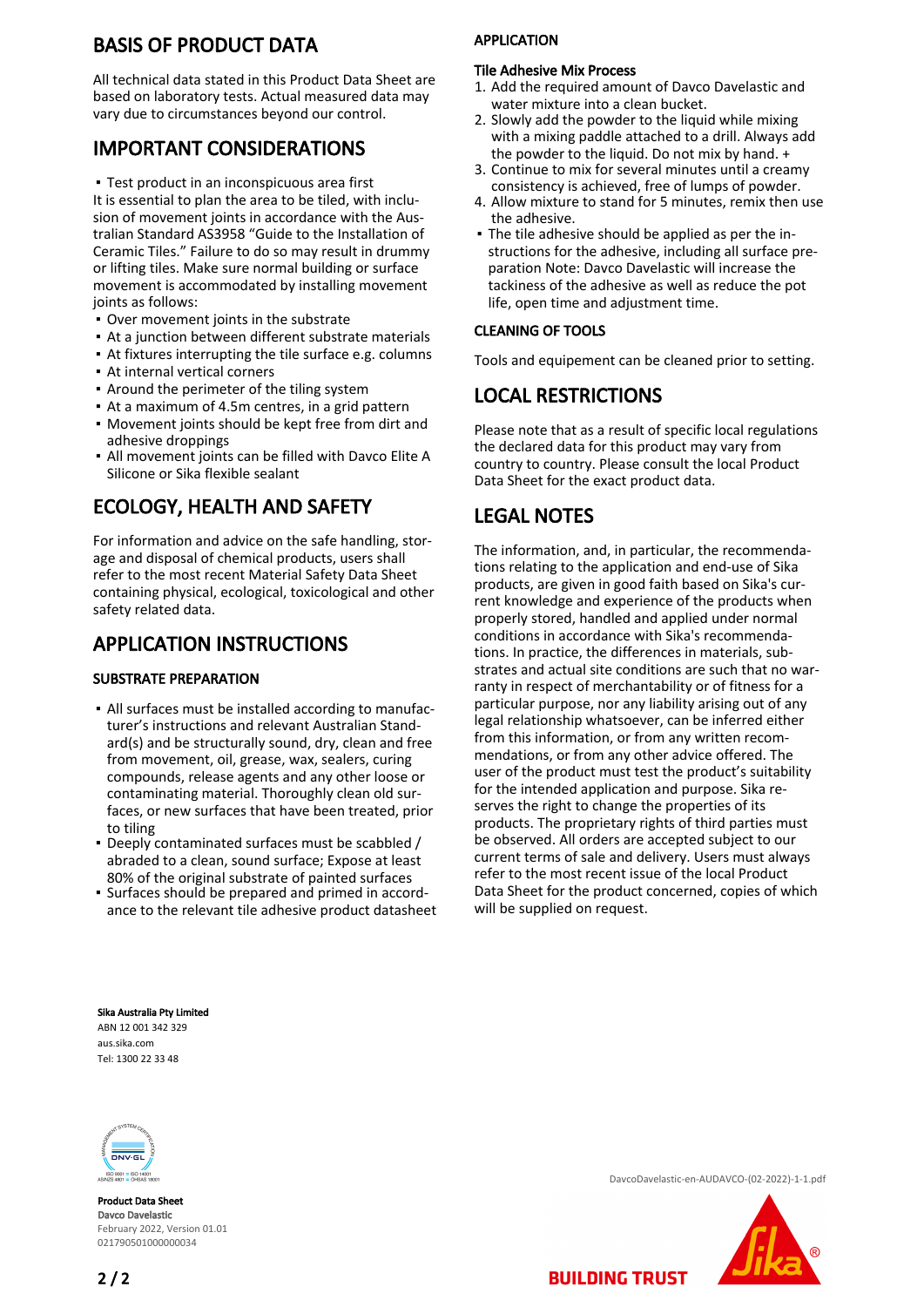## BASIS OF PRODUCT DATA

All technical data stated in this Product Data Sheet are based on laboratory tests. Actual measured data may vary due to circumstances beyond our control.

## IMPORTANT CONSIDERATIONS

- Test product in an inconspicuous area first

It is essential to plan the area to be tiled, with inclusion of movement joints in accordance with the Australian Standard AS3958 "Guide to the Installation of Ceramic Tiles." Failure to do so may result in drummy or lifting tiles. Make sure normal building or surface movement is accommodated by installing movement joints as follows:

- Over movement joints in the substrate
- At a junction between different substrate materials
- At fixtures interrupting the tile surface e.g. columns
- At internal vertical corners
- Around the perimeter of the tiling system
- At a maximum of 4.5m centres, in a grid pattern
- Movement joints should be kept free from dirt and adhesive droppings
- All movement joints can be filled with Davco Elite A Silicone or Sika flexible sealant

## ECOLOGY, HEALTH AND SAFETY

For information and advice on the safe handling, storage and disposal of chemical products, users shall refer to the most recent Material Safety Data Sheet containing physical, ecological, toxicological and other safety related data.

## APPLICATION INSTRUCTIONS

### SUBSTRATE PREPARATION

- All surfaces must be installed according to manufacturer's instructions and relevant Australian Standard(s) and be structurally sound, dry, clean and free from movement, oil, grease, wax, sealers, curing compounds, release agents and any other loose or contaminating material. Thoroughly clean old surfaces, or new surfaces that have been treated, prior to tiling
- Deeply contaminated surfaces must be scabbled / abraded to a clean, sound surface; Expose at least 80% of the original substrate of painted surfaces
- Surfaces should be prepared and primed in accordance to the relevant tile adhesive product datasheet

### APPLICATION

**Tile Adhesive Mix Process**

1. Add the required amount of Davco Davelastic and water mixture into a clean bucket.
2. Slowly add the powder to the liquid while mixing with a mixing paddle attached to a drill. Always add the powder to the liquid. Do not mix by hand. +
3. Continue to mix for several minutes until a creamy consistency is achieved, free of lumps of powder.
4. Allow mixture to stand for 5 minutes, remix then use the adhesive.

- The tile adhesive should be applied as per the instructions for the adhesive, including all surface preparation Note: Davco Davelastic will increase the tackiness of the adhesive as well as reduce the pot life, open time and adjustment time.

### CLEANING OF TOOLS

Tools and equipement can be cleaned prior to setting.

## LOCAL RESTRICTIONS

Please note that as a result of specific local regulations the declared data for this product may vary from country to country. Please consult the local Product Data Sheet for the exact product data.

## LEGAL NOTES

The information, and, in particular, the recommendations relating to the application and end-use of Sika products, are given in good faith based on Sika's current knowledge and experience of the products when properly stored, handled and applied under normal conditions in accordance with Sika's recommendations. In practice, the differences in materials, substrates and actual site conditions are such that no warranty in respect of merchantability or of fitness for a particular purpose, nor any liability arising out of any legal relationship whatsoever, can be inferred either from this information, or from any written recommendations, or from any other advice offered. The user of the product must test the product's suitability for the intended application and purpose. Sika reserves the right to change the properties of its products. The proprietary rights of third parties must be observed. All orders are accepted subject to our current terms of sale and delivery. Users must always refer to the most recent issue of the local Product Data Sheet for the product concerned, copies of which will be supplied on request.

**Sika Australia Pty Limited**
ABN 12 001 342 329
aus.sika.com
Tel: 1300 22 33 48

**Product Data Sheet**
**Davco Davelastic**
February 2022, Version 01.01
021790501000000034

DavcoDavelastic-en-AUDAVCO-(02-2022)-1-1.pdf

BUILDING TRUST